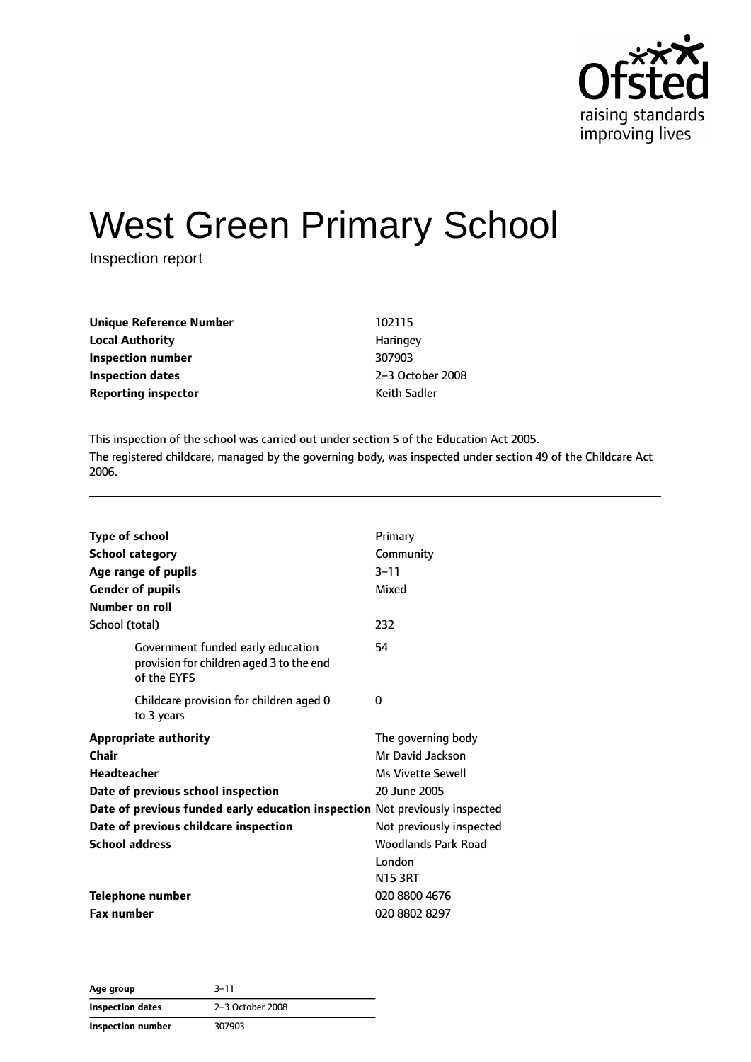# West Green Primary School

Inspection report

| | |
|---|---|
| **Unique Reference Number** | 102115 |
| **Local Authority** | Haringey |
| **Inspection number** | 307903 |
| **Inspection dates** | 2–3 October 2008 |
| **Reporting inspector** | Keith Sadler |

This inspection of the school was carried out under section 5 of the Education Act 2005.

The registered childcare, managed by the governing body, was inspected under section 49 of the Childcare Act 2006.

| | |
|---|---|
| **Type of school** | Primary |
| **School category** | Community |
| **Age range of pupils** | 3–11 |
| **Gender of pupils** | Mixed |
| **Number on roll** | |
| School (total) | 232 |
| Government funded early education provision for children aged 3 to the end of the EYFS | 54 |
| Childcare provision for children aged 0 to 3 years | 0 |
| **Appropriate authority** | The governing body |
| **Chair** | Mr David Jackson |
| **Headteacher** | Ms Vivette Sewell |
| **Date of previous school inspection** | 20 June 2005 |
| **Date of previous funded early education inspection** | Not previously inspected |
| **Date of previous childcare inspection** | Not previously inspected |
| **School address** | Woodlands Park Road<br>London<br>N15 3RT |
| **Telephone number** | 020 8800 4676 |
| **Fax number** | 020 8802 8297 |

| | |
|---|---|
| **Age group** | 3–11 |
| **Inspection dates** | 2–3 October 2008 |
| **Inspection number** | 307903 |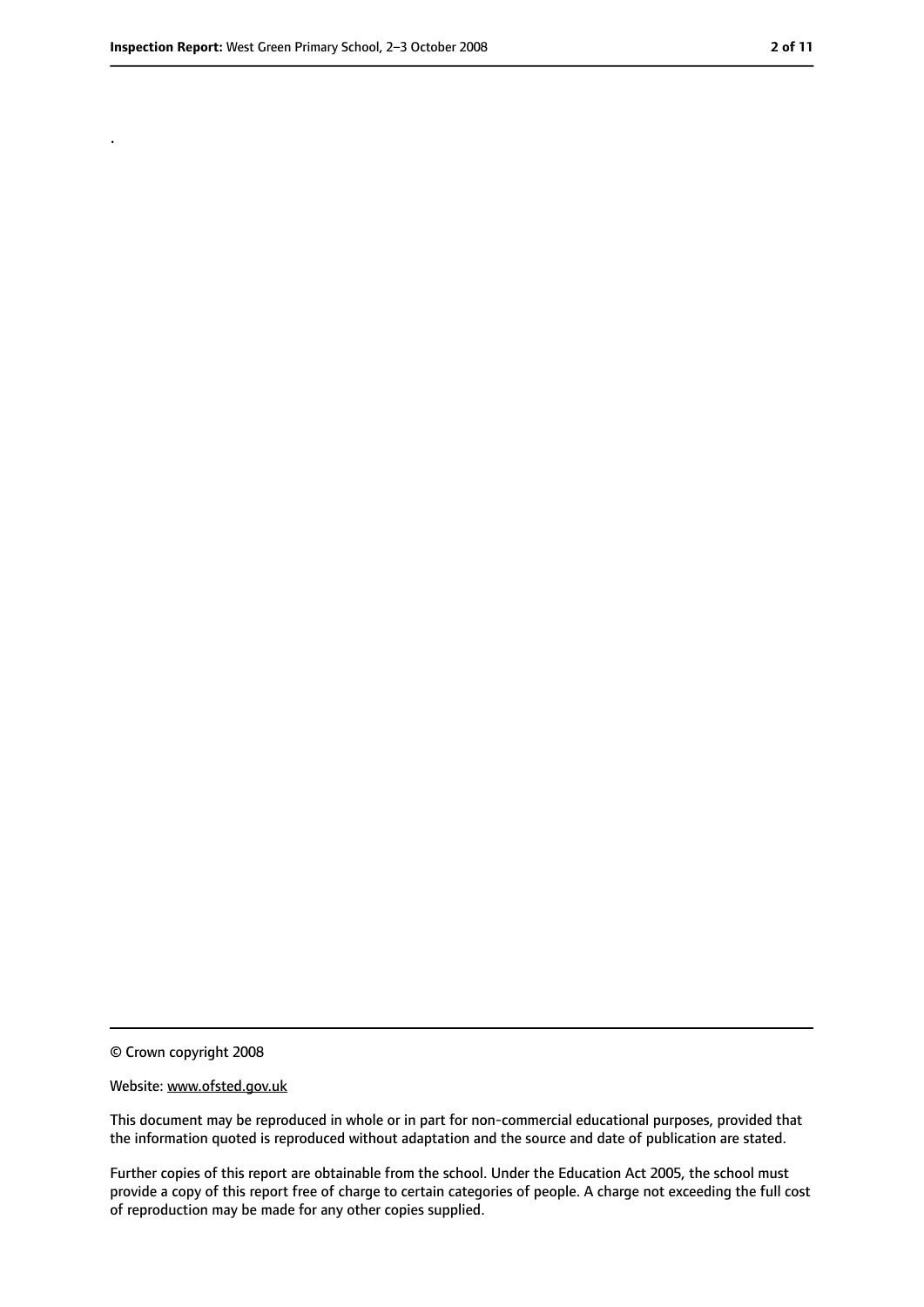.

© Crown copyright 2008

Website: www.ofsted.gov.uk

This document may be reproduced in whole or in part for non-commercial educational purposes, provided that the information quoted is reproduced without adaptation and the source and date of publication are stated.

Further copies of this report are obtainable from the school. Under the Education Act 2005, the school must provide a copy of this report free of charge to certain categories of people. A charge not exceeding the full cost of reproduction may be made for any other copies supplied.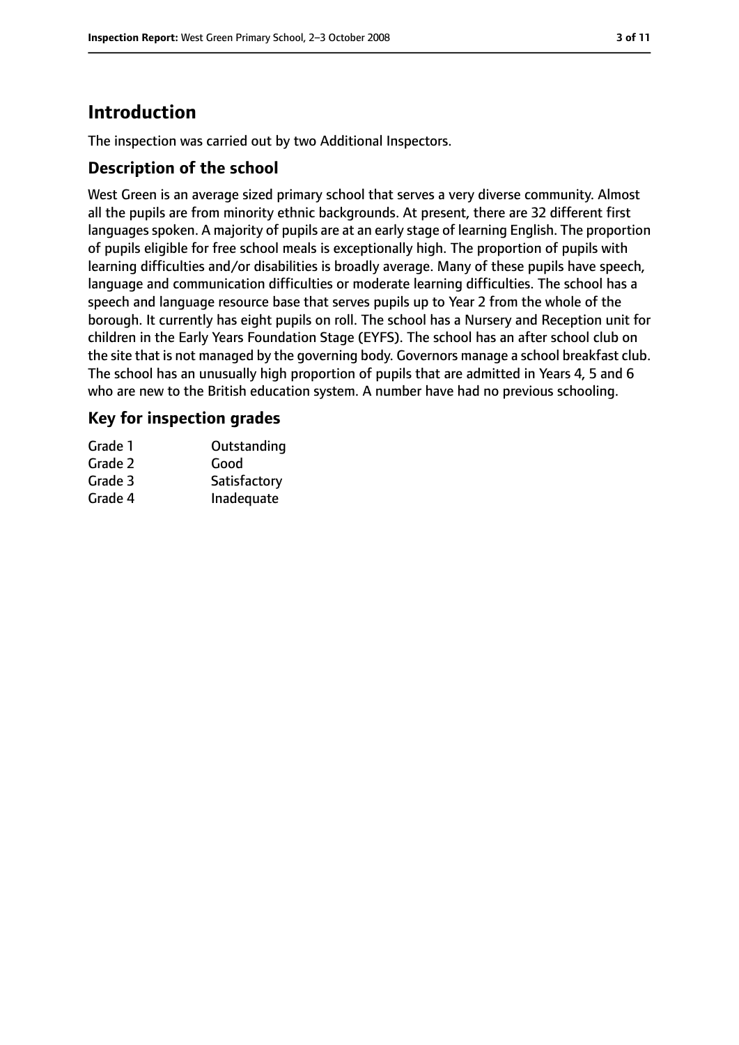# Introduction

The inspection was carried out by two Additional Inspectors.

## Description of the school

West Green is an average sized primary school that serves a very diverse community. Almost all the pupils are from minority ethnic backgrounds. At present, there are 32 different first languages spoken. A majority of pupils are at an early stage of learning English. The proportion of pupils eligible for free school meals is exceptionally high. The proportion of pupils with learning difficulties and/or disabilities is broadly average. Many of these pupils have speech, language and communication difficulties or moderate learning difficulties. The school has a speech and language resource base that serves pupils up to Year 2 from the whole of the borough. It currently has eight pupils on roll. The school has a Nursery and Reception unit for children in the Early Years Foundation Stage (EYFS). The school has an after school club on the site that is not managed by the governing body. Governors manage a school breakfast club. The school has an unusually high proportion of pupils that are admitted in Years 4, 5 and 6 who are new to the British education system. A number have had no previous schooling.

## Key for inspection grades

| | |
|---|---|
| Grade 1 | Outstanding |
| Grade 2 | Good |
| Grade 3 | Satisfactory |
| Grade 4 | Inadequate |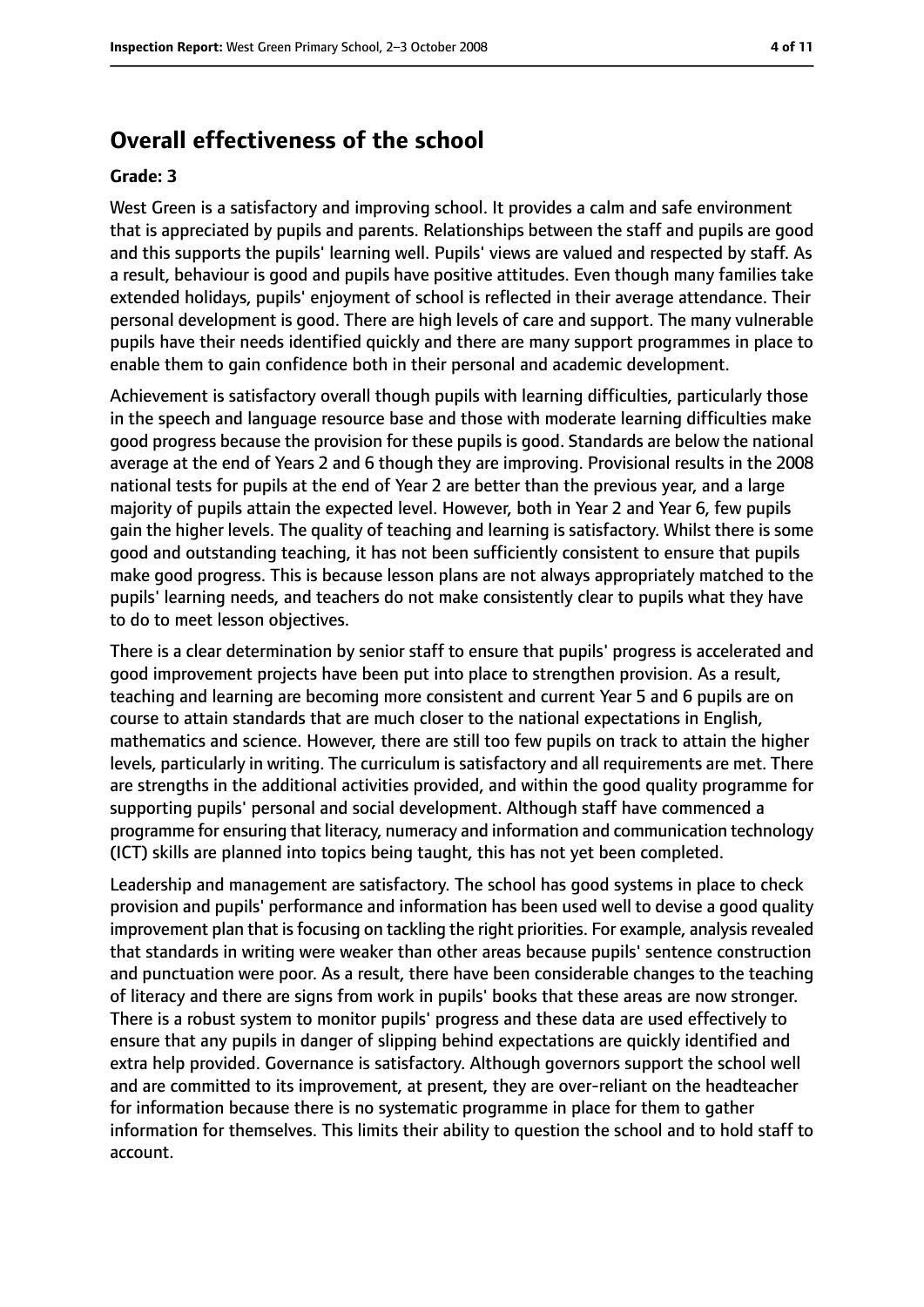# Overall effectiveness of the school

**Grade: 3**

West Green is a satisfactory and improving school. It provides a calm and safe environment that is appreciated by pupils and parents. Relationships between the staff and pupils are good and this supports the pupils' learning well. Pupils' views are valued and respected by staff. As a result, behaviour is good and pupils have positive attitudes. Even though many families take extended holidays, pupils' enjoyment of school is reflected in their average attendance. Their personal development is good. There are high levels of care and support. The many vulnerable pupils have their needs identified quickly and there are many support programmes in place to enable them to gain confidence both in their personal and academic development.

Achievement is satisfactory overall though pupils with learning difficulties, particularly those in the speech and language resource base and those with moderate learning difficulties make good progress because the provision for these pupils is good. Standards are below the national average at the end of Years 2 and 6 though they are improving. Provisional results in the 2008 national tests for pupils at the end of Year 2 are better than the previous year, and a large majority of pupils attain the expected level. However, both in Year 2 and Year 6, few pupils gain the higher levels. The quality of teaching and learning is satisfactory. Whilst there is some good and outstanding teaching, it has not been sufficiently consistent to ensure that pupils make good progress. This is because lesson plans are not always appropriately matched to the pupils' learning needs, and teachers do not make consistently clear to pupils what they have to do to meet lesson objectives.

There is a clear determination by senior staff to ensure that pupils' progress is accelerated and good improvement projects have been put into place to strengthen provision. As a result, teaching and learning are becoming more consistent and current Year 5 and 6 pupils are on course to attain standards that are much closer to the national expectations in English, mathematics and science. However, there are still too few pupils on track to attain the higher levels, particularly in writing. The curriculum is satisfactory and all requirements are met. There are strengths in the additional activities provided, and within the good quality programme for supporting pupils' personal and social development. Although staff have commenced a programme for ensuring that literacy, numeracy and information and communication technology (ICT) skills are planned into topics being taught, this has not yet been completed.

Leadership and management are satisfactory. The school has good systems in place to check provision and pupils' performance and information has been used well to devise a good quality improvement plan that is focusing on tackling the right priorities. For example, analysis revealed that standards in writing were weaker than other areas because pupils' sentence construction and punctuation were poor. As a result, there have been considerable changes to the teaching of literacy and there are signs from work in pupils' books that these areas are now stronger. There is a robust system to monitor pupils' progress and these data are used effectively to ensure that any pupils in danger of slipping behind expectations are quickly identified and extra help provided. Governance is satisfactory. Although governors support the school well and are committed to its improvement, at present, they are over-reliant on the headteacher for information because there is no systematic programme in place for them to gather information for themselves. This limits their ability to question the school and to hold staff to account.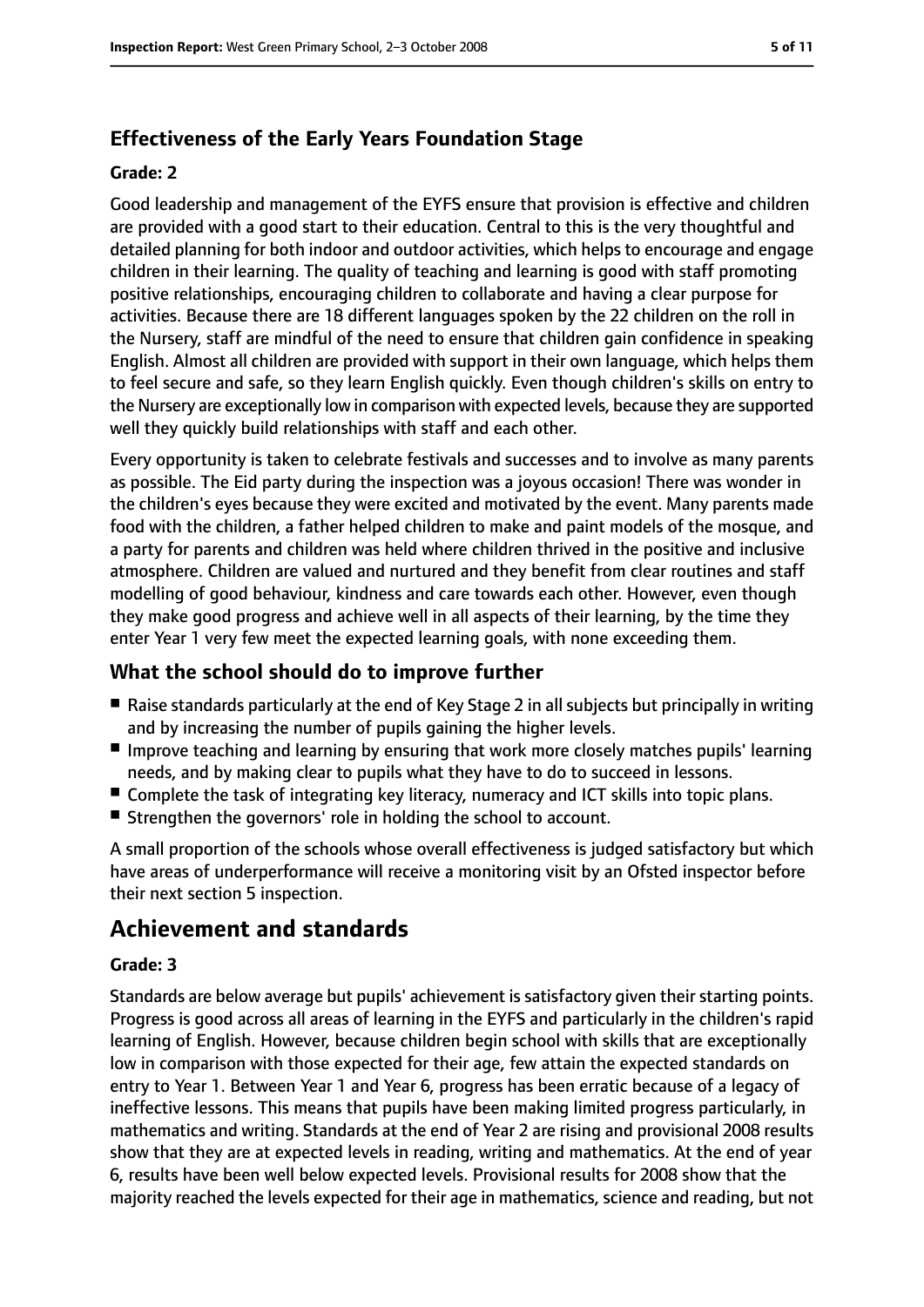### Effectiveness of the Early Years Foundation Stage

#### Grade: 2

Good leadership and management of the EYFS ensure that provision is effective and children are provided with a good start to their education. Central to this is the very thoughtful and detailed planning for both indoor and outdoor activities, which helps to encourage and engage children in their learning. The quality of teaching and learning is good with staff promoting positive relationships, encouraging children to collaborate and having a clear purpose for activities. Because there are 18 different languages spoken by the 22 children on the roll in the Nursery, staff are mindful of the need to ensure that children gain confidence in speaking English. Almost all children are provided with support in their own language, which helps them to feel secure and safe, so they learn English quickly. Even though children's skills on entry to the Nursery are exceptionally low in comparison with expected levels, because they are supported well they quickly build relationships with staff and each other.

Every opportunity is taken to celebrate festivals and successes and to involve as many parents as possible. The Eid party during the inspection was a joyous occasion! There was wonder in the children's eyes because they were excited and motivated by the event. Many parents made food with the children, a father helped children to make and paint models of the mosque, and a party for parents and children was held where children thrived in the positive and inclusive atmosphere. Children are valued and nurtured and they benefit from clear routines and staff modelling of good behaviour, kindness and care towards each other. However, even though they make good progress and achieve well in all aspects of their learning, by the time they enter Year 1 very few meet the expected learning goals, with none exceeding them.

### What the school should do to improve further

- Raise standards particularly at the end of Key Stage 2 in all subjects but principally in writing and by increasing the number of pupils gaining the higher levels.
- Improve teaching and learning by ensuring that work more closely matches pupils' learning needs, and by making clear to pupils what they have to do to succeed in lessons.
- Complete the task of integrating key literacy, numeracy and ICT skills into topic plans.
- Strengthen the governors' role in holding the school to account.

A small proportion of the schools whose overall effectiveness is judged satisfactory but which have areas of underperformance will receive a monitoring visit by an Ofsted inspector before their next section 5 inspection.

## Achievement and standards

#### Grade: 3

Standards are below average but pupils' achievement is satisfactory given their starting points. Progress is good across all areas of learning in the EYFS and particularly in the children's rapid learning of English. However, because children begin school with skills that are exceptionally low in comparison with those expected for their age, few attain the expected standards on entry to Year 1. Between Year 1 and Year 6, progress has been erratic because of a legacy of ineffective lessons. This means that pupils have been making limited progress particularly, in mathematics and writing. Standards at the end of Year 2 are rising and provisional 2008 results show that they are at expected levels in reading, writing and mathematics. At the end of year 6, results have been well below expected levels. Provisional results for 2008 show that the majority reached the levels expected for their age in mathematics, science and reading, but not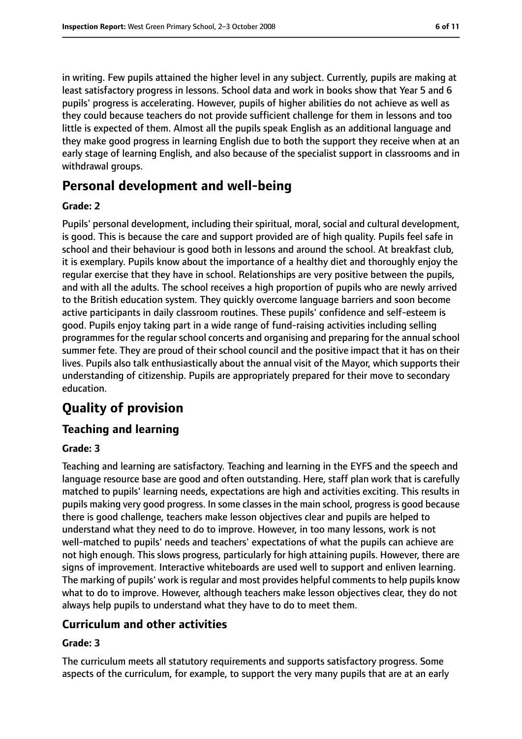in writing. Few pupils attained the higher level in any subject. Currently, pupils are making at least satisfactory progress in lessons. School data and work in books show that Year 5 and 6 pupils' progress is accelerating. However, pupils of higher abilities do not achieve as well as they could because teachers do not provide sufficient challenge for them in lessons and too little is expected of them. Almost all the pupils speak English as an additional language and they make good progress in learning English due to both the support they receive when at an early stage of learning English, and also because of the specialist support in classrooms and in withdrawal groups.

## Personal development and well-being

**Grade: 2**

Pupils' personal development, including their spiritual, moral, social and cultural development, is good. This is because the care and support provided are of high quality. Pupils feel safe in school and their behaviour is good both in lessons and around the school. At breakfast club, it is exemplary. Pupils know about the importance of a healthy diet and thoroughly enjoy the regular exercise that they have in school. Relationships are very positive between the pupils, and with all the adults. The school receives a high proportion of pupils who are newly arrived to the British education system. They quickly overcome language barriers and soon become active participants in daily classroom routines. These pupils' confidence and self-esteem is good. Pupils enjoy taking part in a wide range of fund-raising activities including selling programmes for the regular school concerts and organising and preparing for the annual school summer fete. They are proud of their school council and the positive impact that it has on their lives. Pupils also talk enthusiastically about the annual visit of the Mayor, which supports their understanding of citizenship. Pupils are appropriately prepared for their move to secondary education.

# Quality of provision

## Teaching and learning

**Grade: 3**

Teaching and learning are satisfactory. Teaching and learning in the EYFS and the speech and language resource base are good and often outstanding. Here, staff plan work that is carefully matched to pupils' learning needs, expectations are high and activities exciting. This results in pupils making very good progress. In some classes in the main school, progress is good because there is good challenge, teachers make lesson objectives clear and pupils are helped to understand what they need to do to improve. However, in too many lessons, work is not well-matched to pupils' needs and teachers' expectations of what the pupils can achieve are not high enough. This slows progress, particularly for high attaining pupils. However, there are signs of improvement. Interactive whiteboards are used well to support and enliven learning. The marking of pupils' work is regular and most provides helpful comments to help pupils know what to do to improve. However, although teachers make lesson objectives clear, they do not always help pupils to understand what they have to do to meet them.

## Curriculum and other activities

**Grade: 3**

The curriculum meets all statutory requirements and supports satisfactory progress. Some aspects of the curriculum, for example, to support the very many pupils that are at an early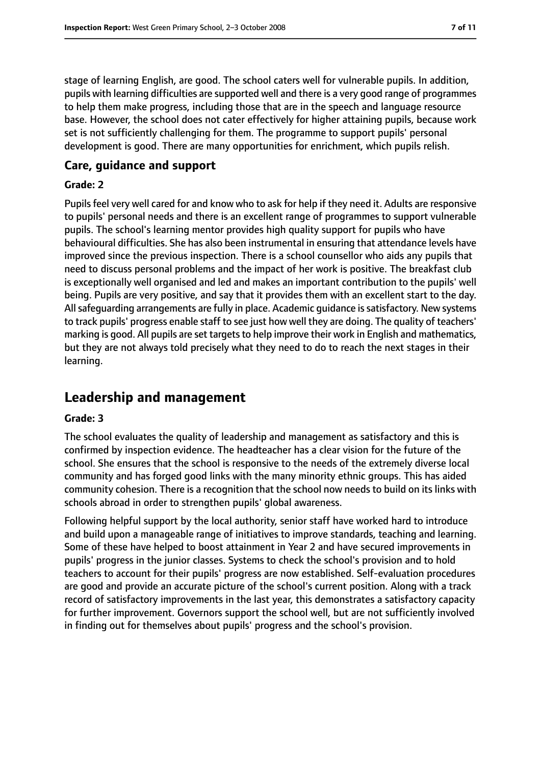stage of learning English, are good. The school caters well for vulnerable pupils. In addition, pupils with learning difficulties are supported well and there is a very good range of programmes to help them make progress, including those that are in the speech and language resource base. However, the school does not cater effectively for higher attaining pupils, because work set is not sufficiently challenging for them. The programme to support pupils' personal development is good. There are many opportunities for enrichment, which pupils relish.

### Care, guidance and support

#### Grade: 2

Pupils feel very well cared for and know who to ask for help if they need it. Adults are responsive to pupils' personal needs and there is an excellent range of programmes to support vulnerable pupils. The school's learning mentor provides high quality support for pupils who have behavioural difficulties. She has also been instrumental in ensuring that attendance levels have improved since the previous inspection. There is a school counsellor who aids any pupils that need to discuss personal problems and the impact of her work is positive. The breakfast club is exceptionally well organised and led and makes an important contribution to the pupils' well being. Pupils are very positive, and say that it provides them with an excellent start to the day. All safeguarding arrangements are fully in place. Academic guidance is satisfactory. New systems to track pupils' progress enable staff to see just how well they are doing. The quality of teachers' marking is good. All pupils are set targets to help improve their work in English and mathematics, but they are not always told precisely what they need to do to reach the next stages in their learning.

## Leadership and management

#### Grade: 3

The school evaluates the quality of leadership and management as satisfactory and this is confirmed by inspection evidence. The headteacher has a clear vision for the future of the school. She ensures that the school is responsive to the needs of the extremely diverse local community and has forged good links with the many minority ethnic groups. This has aided community cohesion. There is a recognition that the school now needs to build on its links with schools abroad in order to strengthen pupils' global awareness.

Following helpful support by the local authority, senior staff have worked hard to introduce and build upon a manageable range of initiatives to improve standards, teaching and learning. Some of these have helped to boost attainment in Year 2 and have secured improvements in pupils' progress in the junior classes. Systems to check the school's provision and to hold teachers to account for their pupils' progress are now established. Self-evaluation procedures are good and provide an accurate picture of the school's current position. Along with a track record of satisfactory improvements in the last year, this demonstrates a satisfactory capacity for further improvement. Governors support the school well, but are not sufficiently involved in finding out for themselves about pupils' progress and the school's provision.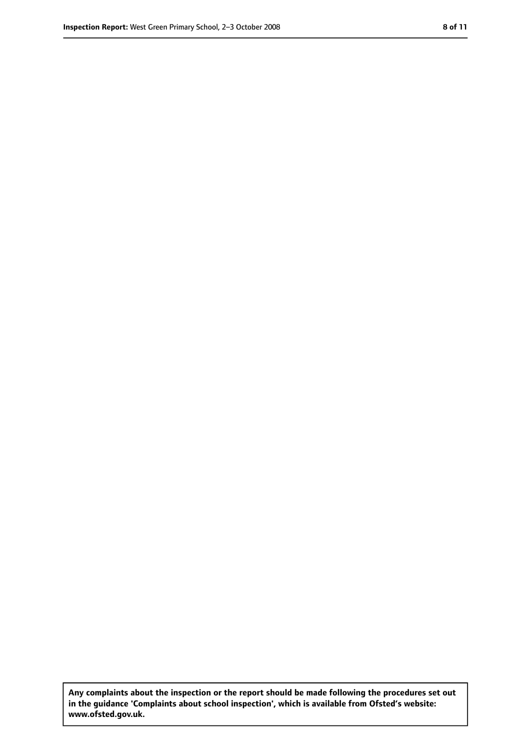**Any complaints about the inspection or the report should be made following the procedures set out in the guidance 'Complaints about school inspection', which is available from Ofsted's website: www.ofsted.gov.uk.**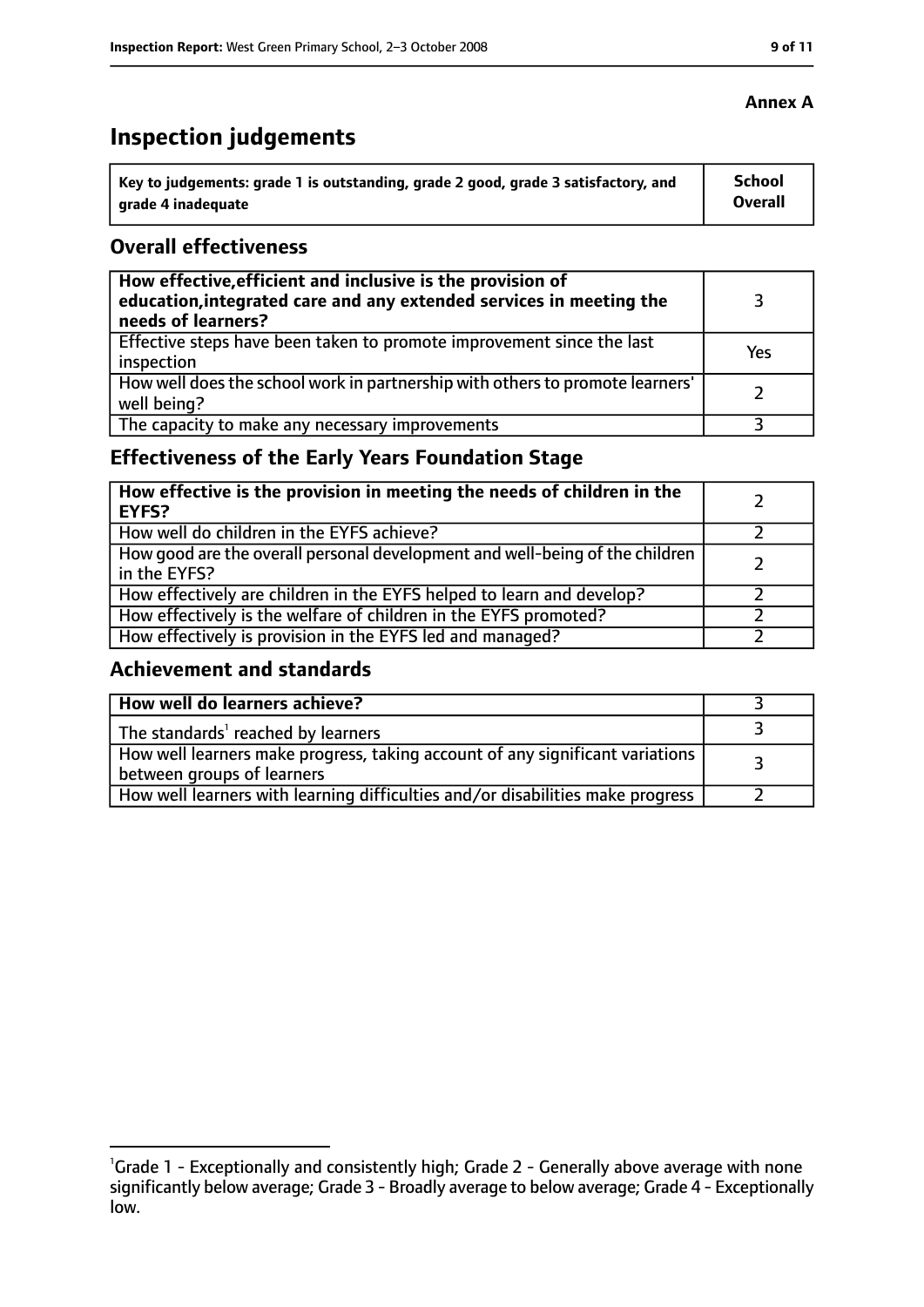**Annex A**

# Inspection judgements

| Key to judgements: grade 1 is outstanding, grade 2 good, grade 3 satisfactory, and grade 4 inadequate | School Overall |
|---|---|

## Overall effectiveness

| | |
|---|---|
| **How effective, efficient and inclusive is the provision of education, integrated care and any extended services in meeting the needs of learners?** | 3 |
| Effective steps have been taken to promote improvement since the last inspection | Yes |
| How well does the school work in partnership with others to promote learners' well being? | 2 |
| The capacity to make any necessary improvements | 3 |

## Effectiveness of the Early Years Foundation Stage

| | |
|---|---|
| **How effective is the provision in meeting the needs of children in the EYFS?** | 2 |
| How well do children in the EYFS achieve? | 2 |
| How good are the overall personal development and well-being of the children in the EYFS? | 2 |
| How effectively are children in the EYFS helped to learn and develop? | 2 |
| How effectively is the welfare of children in the EYFS promoted? | 2 |
| How effectively is provision in the EYFS led and managed? | 2 |

## Achievement and standards

| | |
|---|---|
| **How well do learners achieve?** | 3 |
| The standards[1] reached by learners | 3 |
| How well learners make progress, taking account of any significant variations between groups of learners | 3 |
| How well learners with learning difficulties and/or disabilities make progress | 2 |

[1]Grade 1 - Exceptionally and consistently high; Grade 2 - Generally above average with none significantly below average; Grade 3 - Broadly average to below average; Grade 4 - Exceptionally low.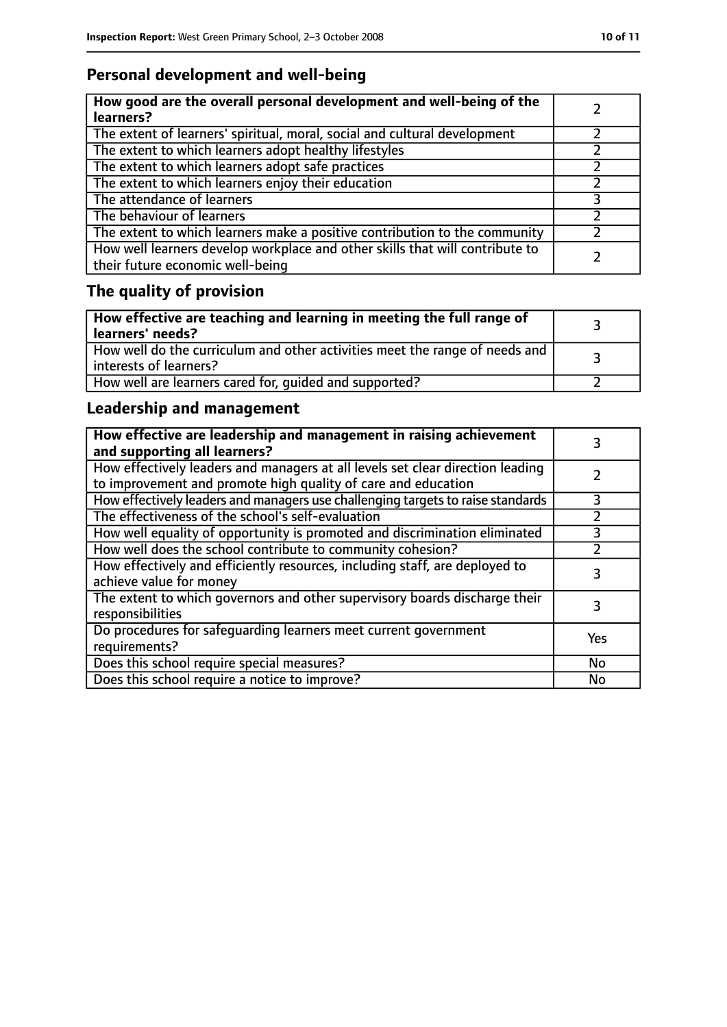## Personal development and well-being

| How good are the overall personal development and well-being of the learners? | 2 |
|---|---|
| The extent of learners' spiritual, moral, social and cultural development | 2 |
| The extent to which learners adopt healthy lifestyles | 2 |
| The extent to which learners adopt safe practices | 2 |
| The extent to which learners enjoy their education | 2 |
| The attendance of learners | 3 |
| The behaviour of learners | 2 |
| The extent to which learners make a positive contribution to the community | 2 |
| How well learners develop workplace and other skills that will contribute to their future economic well-being | 2 |

## The quality of provision

| How effective are teaching and learning in meeting the full range of learners' needs? | 3 |
|---|---|
| How well do the curriculum and other activities meet the range of needs and interests of learners? | 3 |
| How well are learners cared for, guided and supported? | 2 |

## Leadership and management

| How effective are leadership and management in raising achievement and supporting all learners? | 3 |
|---|---|
| How effectively leaders and managers at all levels set clear direction leading to improvement and promote high quality of care and education | 2 |
| How effectively leaders and managers use challenging targets to raise standards | 3 |
| The effectiveness of the school's self-evaluation | 2 |
| How well equality of opportunity is promoted and discrimination eliminated | 3 |
| How well does the school contribute to community cohesion? | 2 |
| How effectively and efficiently resources, including staff, are deployed to achieve value for money | 3 |
| The extent to which governors and other supervisory boards discharge their responsibilities | 3 |
| Do procedures for safeguarding learners meet current government requirements? | Yes |
| Does this school require special measures? | No |
| Does this school require a notice to improve? | No |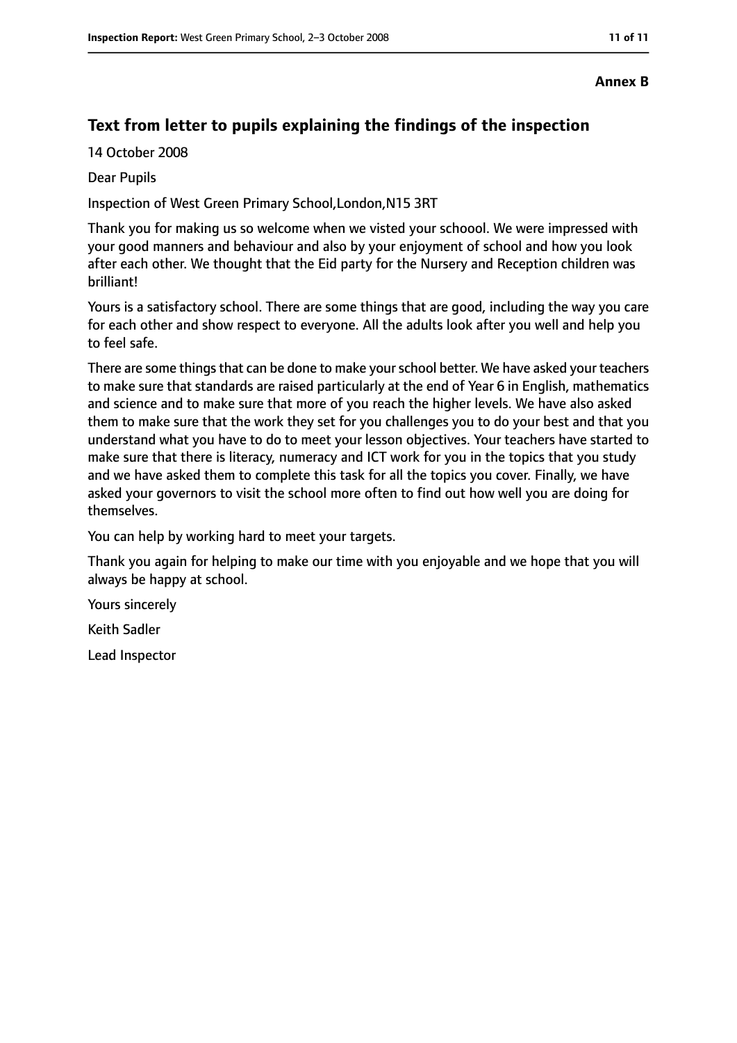**Annex B**

## Text from letter to pupils explaining the findings of the inspection

14 October 2008

Dear Pupils

Inspection of West Green Primary School,London,N15 3RT

Thank you for making us so welcome when we visted your schoool. We were impressed with your good manners and behaviour and also by your enjoyment of school and how you look after each other. We thought that the Eid party for the Nursery and Reception children was brilliant!

Yours is a satisfactory school. There are some things that are good, including the way you care for each other and show respect to everyone. All the adults look after you well and help you to feel safe.

There are some things that can be done to make your school better. We have asked your teachers to make sure that standards are raised particularly at the end of Year 6 in English, mathematics and science and to make sure that more of you reach the higher levels. We have also asked them to make sure that the work they set for you challenges you to do your best and that you understand what you have to do to meet your lesson objectives. Your teachers have started to make sure that there is literacy, numeracy and ICT work for you in the topics that you study and we have asked them to complete this task for all the topics you cover. Finally, we have asked your governors to visit the school more often to find out how well you are doing for themselves.

You can help by working hard to meet your targets.

Thank you again for helping to make our time with you enjoyable and we hope that you will always be happy at school.

Yours sincerely

Keith Sadler

Lead Inspector